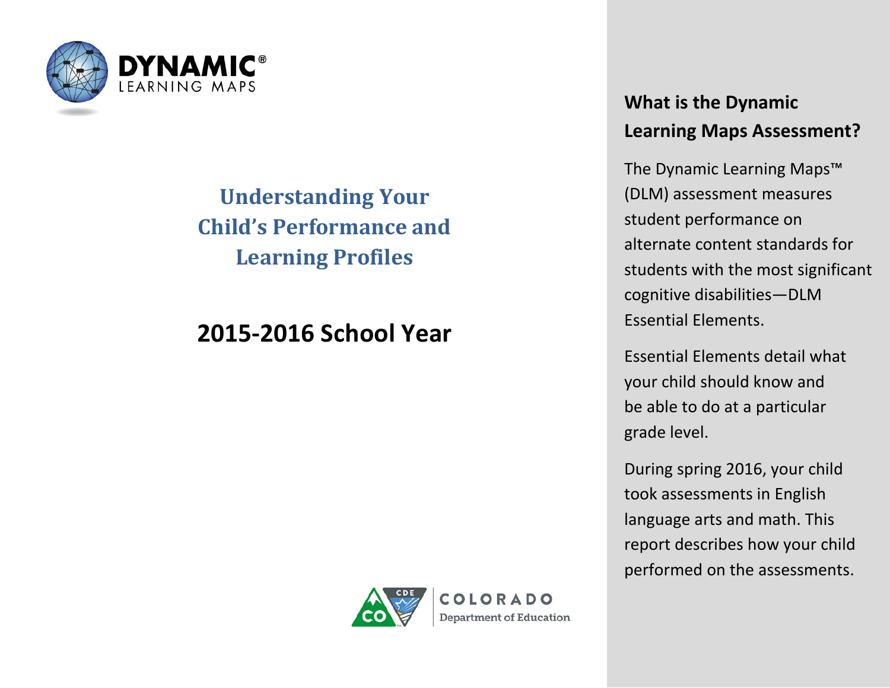DYNAMIC® LEARNING MAPS

# Understanding Your Child's Performance and Learning Profiles

## 2015-2016 School Year

COLORADO Department of Education

### What is the Dynamic Learning Maps Assessment?

The Dynamic Learning Maps™ (DLM) assessment measures student performance on alternate content standards for students with the most significant cognitive disabilities—DLM Essential Elements.

Essential Elements detail what your child should know and be able to do at a particular grade level.

During spring 2016, your child took assessments in English language arts and math. This report describes how your child performed on the assessments.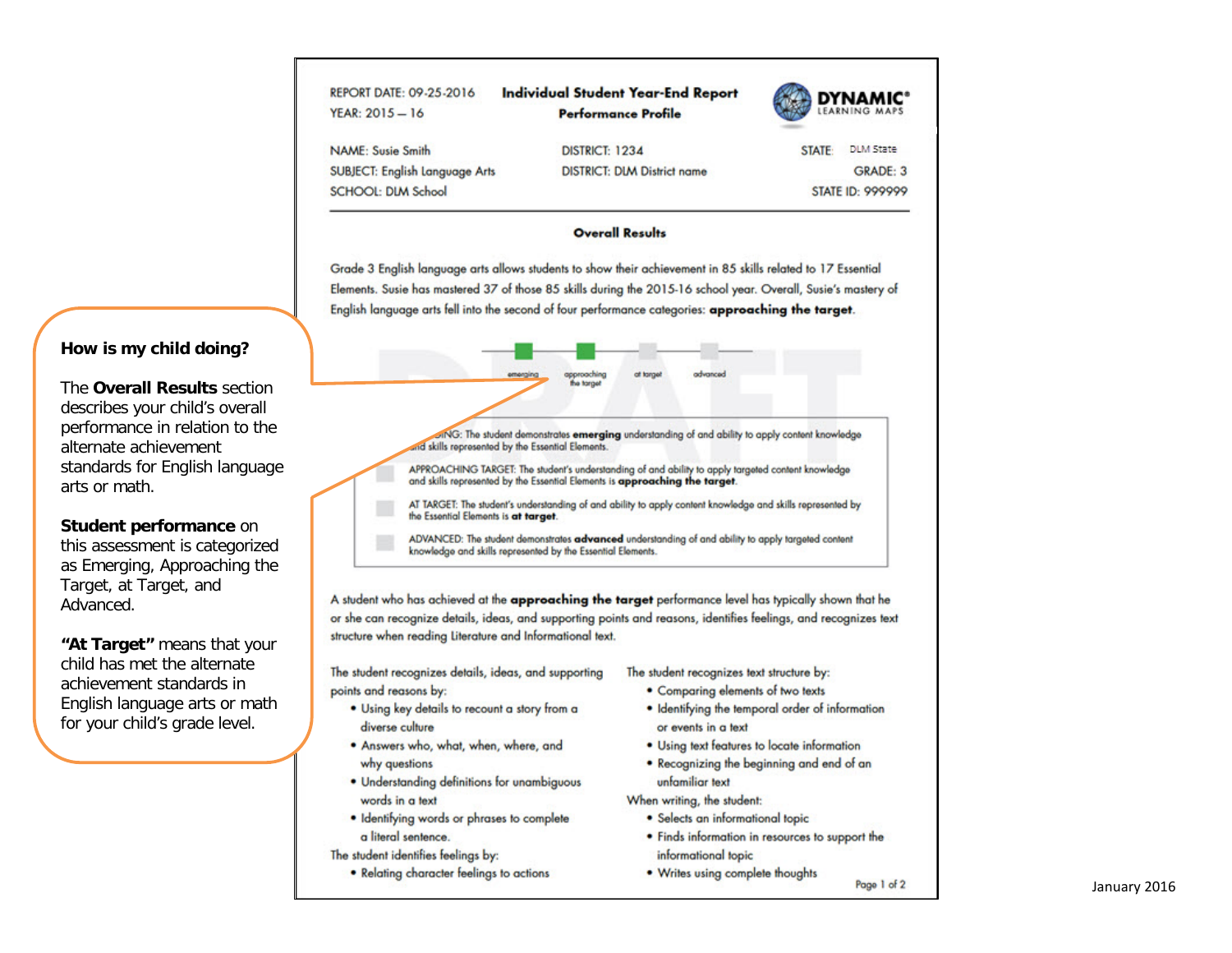**How is my child doing?**

The **Overall Results** section describes your child's overall performance in relation to the alternate achievement standards for English language arts or math.

**Student performance** on this assessment is categorized as Emerging, Approaching the Target, at Target, and Advanced.

**"At Target"** means that your child has met the alternate achievement standards in English language arts or math for your child's grade level.

REPORT DATE: 09-25-2016
YEAR: 2015 – 16

# Individual Student Year-End Report

## Performance Profile

DYNAMIC® LEARNING MAPS

NAME: Susie Smith
SUBJECT: English Language Arts
SCHOOL: DLM School

DISTRICT: 1234
DISTRICT: DLM District name

STATE: DLM State
GRADE: 3
STATE ID: 999999

### Overall Results

Grade 3 English language arts allows students to show their achievement in 85 skills related to 17 Essential Elements. Susie has mastered 37 of those 85 skills during the 2015-16 school year. Overall, Susie's mastery of English language arts fell into the second of four performance categories: **approaching the target**.

emerging | approaching the target | at target | advanced

EMERGING: The student demonstrates **emerging** understanding of and ability to apply content knowledge and skills represented by the Essential Elements.

APPROACHING TARGET: The student's understanding of and ability to apply targeted content knowledge and skills represented by the Essential Elements is **approaching the target**.

AT TARGET: The student's understanding of and ability to apply content knowledge and skills represented by the Essential Elements is **at target**.

ADVANCED: The student demonstrates **advanced** understanding of and ability to apply targeted content knowledge and skills represented by the Essential Elements.

A student who has achieved at the **approaching the target** performance level has typically shown that he or she can recognize details, ideas, and supporting points and reasons, identifies feelings, and recognizes text structure when reading Literature and Informational text.

The student recognizes details, ideas, and supporting points and reasons by:

- Using key details to recount a story from a diverse culture
- Answers who, what, when, where, and why questions
- Understanding definitions for unambiguous words in a text
- Identifying words or phrases to complete a literal sentence.

The student identifies feelings by:

- Relating character feelings to actions

The student recognizes text structure by:

- Comparing elements of two texts
- Identifying the temporal order of information or events in a text
- Using text features to locate information
- Recognizing the beginning and end of an unfamiliar text

When writing, the student:

- Selects an informational topic
- Finds information in resources to support the informational topic
- Writes using complete thoughts

January 2016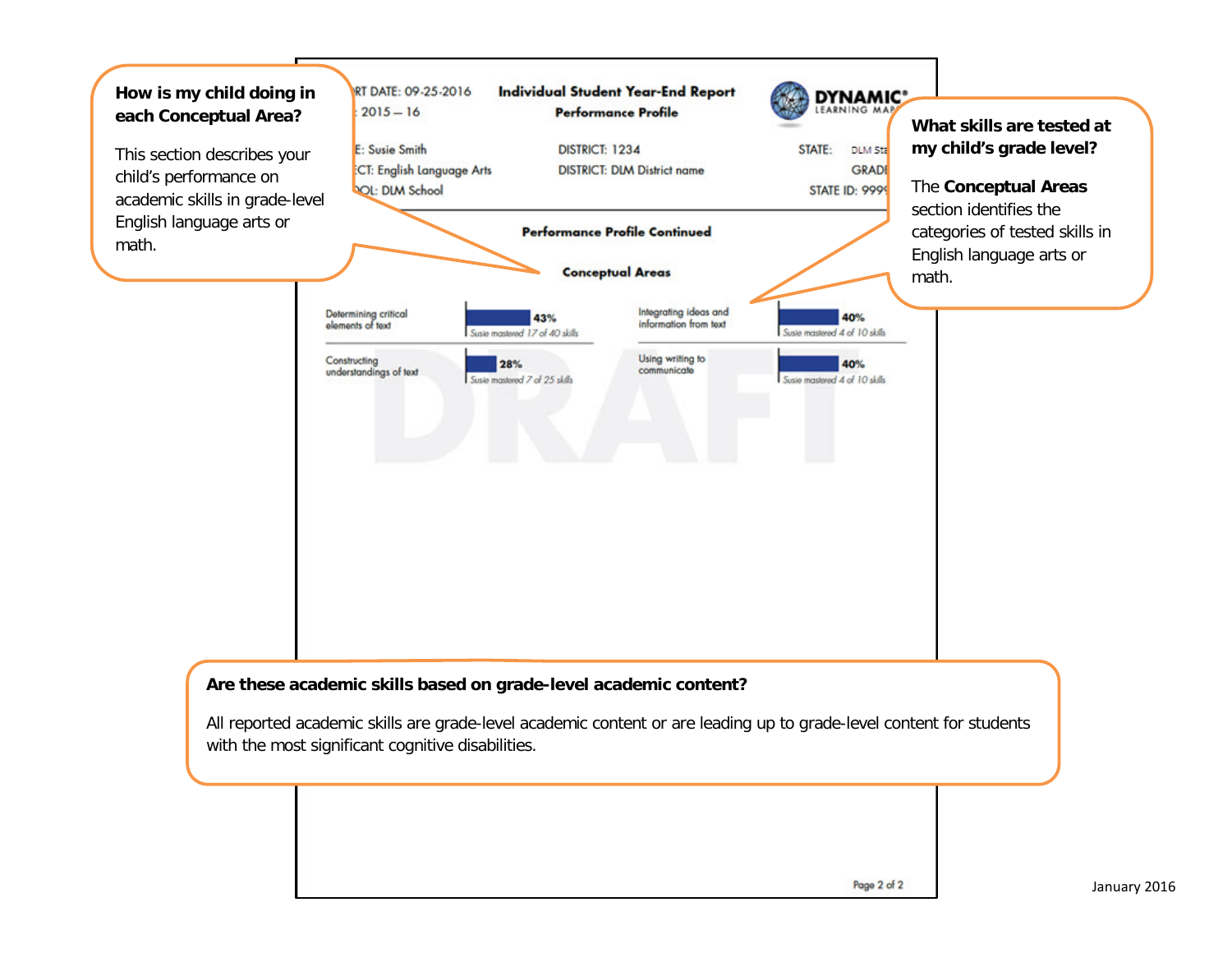**How is my child doing in each Conceptual Area?**

This section describes your child's performance on academic skills in grade-level English language arts or math.

**What skills are tested at my child's grade level?**

The **Conceptual Areas** section identifies the categories of tested skills in English language arts or math.

RT DATE: 09-25-2016
: 2015 – 16

**Individual Student Year-End Report**
**Performance Profile**

DYNAMIC® LEARNING MAP

E: Susie Smith
CT: English Language Arts
OL: DLM School

DISTRICT: 1234
DISTRICT: DLM District name

STATE: DLM Sta
GRADE
STATE ID: 999

**Performance Profile Continued**

**Conceptual Areas**

Determining critical elements of text
43%
*Susie mastered 17 of 40 skills*

Integrating ideas and information from text
40%
*Susie mastered 4 of 10 skills*

Constructing understandings of text
28%
*Susie mastered 7 of 25 skills*

Using writing to communicate
40%
*Susie mastered 4 of 10 skills*

DRAFT

**Are these academic skills based on grade-level academic content?**

All reported academic skills are grade-level academic content or are leading up to grade-level content for students with the most significant cognitive disabilities.

January 2016